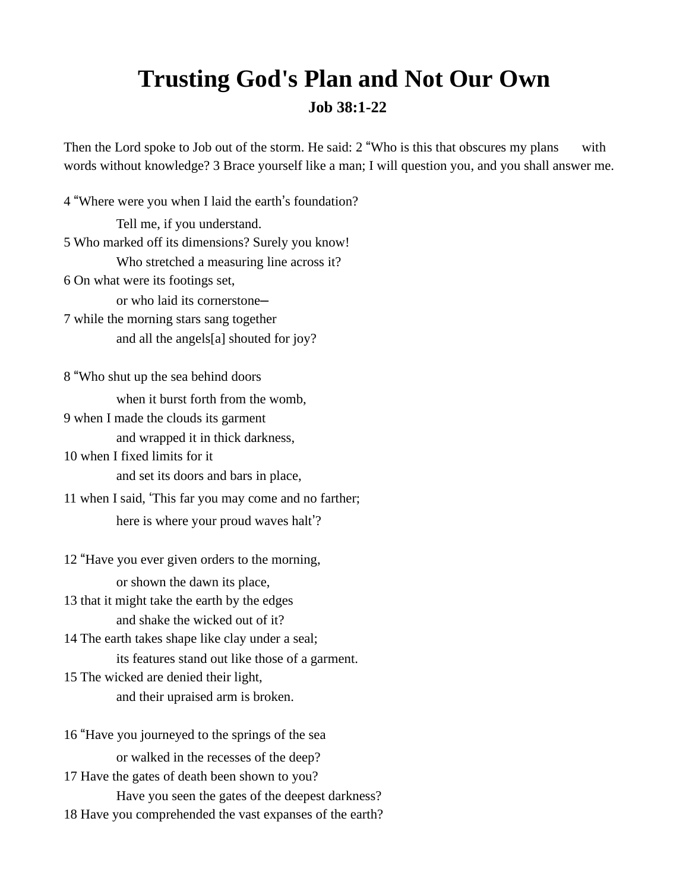# Trusting God's Plan and Not Our Own

### Job 38:1-22

Then the Lord spoke to Job out of the storm. He said: 2 "Who is this that obscures my plans with words without knowledge? 3 Brace yourself like a man; I will question you, and you shall answer me.

4 "Where were you when I laid the earth's foundation?
    Tell me, if you understand.
5 Who marked off its dimensions? Surely you know!
    Who stretched a measuring line across it?
6 On what were its footings set,
    or who laid its cornerstone—
7 while the morning stars sang together
    and all the angels[a] shouted for joy?

8 "Who shut up the sea behind doors
    when it burst forth from the womb,
9 when I made the clouds its garment
    and wrapped it in thick darkness,
10 when I fixed limits for it
    and set its doors and bars in place,
11 when I said, 'This far you may come and no farther;
    here is where your proud waves halt'?

12 "Have you ever given orders to the morning,
    or shown the dawn its place,
13 that it might take the earth by the edges
    and shake the wicked out of it?
14 The earth takes shape like clay under a seal;
    its features stand out like those of a garment.
15 The wicked are denied their light,
    and their upraised arm is broken.

16 "Have you journeyed to the springs of the sea
    or walked in the recesses of the deep?
17 Have the gates of death been shown to you?
    Have you seen the gates of the deepest darkness?
18 Have you comprehended the vast expanses of the earth?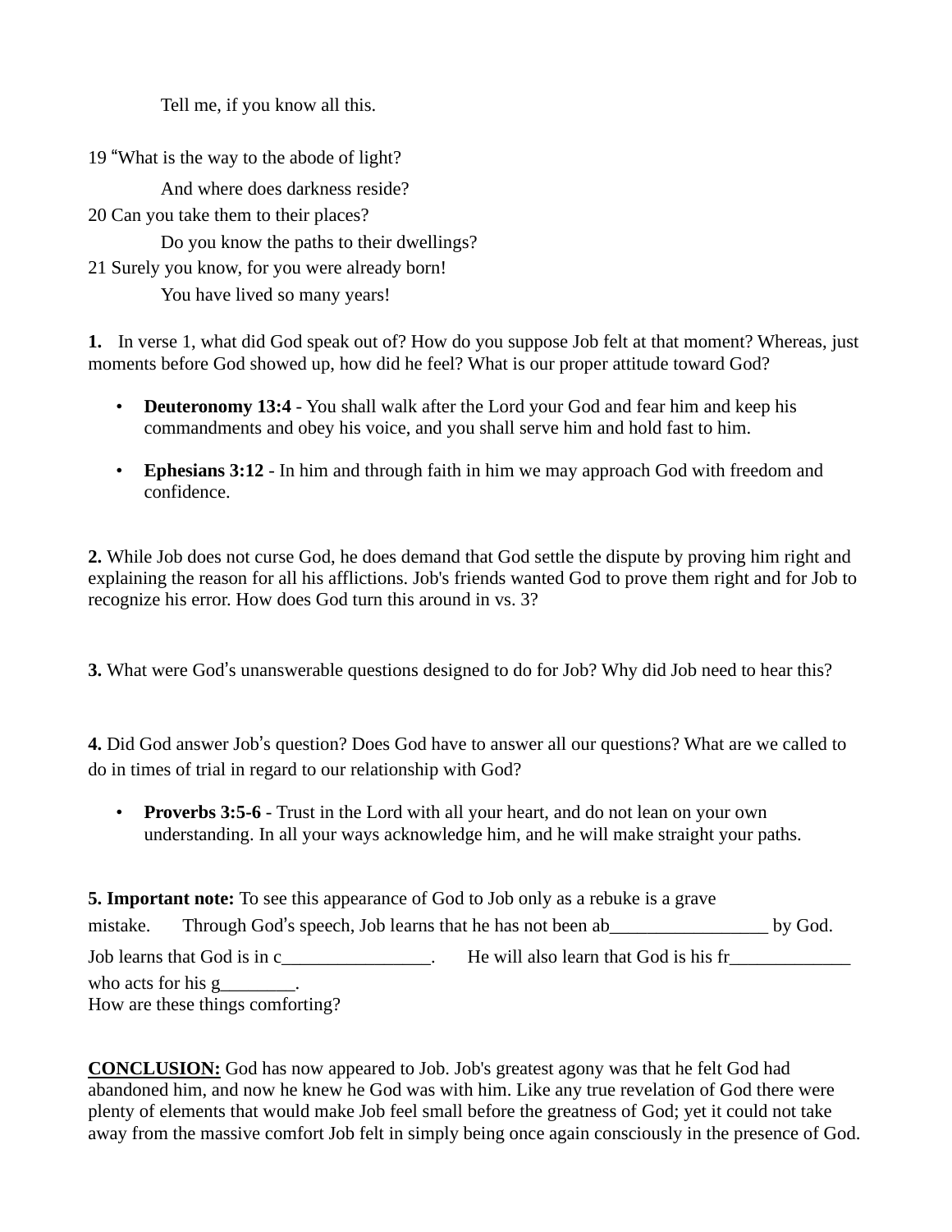Tell me, if you know all this.

19 "What is the way to the abode of light?
And where does darkness reside?
20 Can you take them to their places?
Do you know the paths to their dwellings?
21 Surely you know, for you were already born!
You have lived so many years!

**1.** In verse 1, what did God speak out of? How do you suppose Job felt at that moment? Whereas, just moments before God showed up, how did he feel? What is our proper attitude toward God?

- **Deuteronomy 13:4** - You shall walk after the Lord your God and fear him and keep his commandments and obey his voice, and you shall serve him and hold fast to him.

- **Ephesians 3:12** - In him and through faith in him we may approach God with freedom and confidence.

**2.** While Job does not curse God, he does demand that God settle the dispute by proving him right and explaining the reason for all his afflictions. Job's friends wanted God to prove them right and for Job to recognize his error. How does God turn this around in vs. 3?

**3.** What were God's unanswerable questions designed to do for Job? Why did Job need to hear this?

**4.** Did God answer Job's question? Does God have to answer all our questions? What are we called to do in times of trial in regard to our relationship with God?

- **Proverbs 3:5-6** - Trust in the Lord with all your heart, and do not lean on your own understanding. In all your ways acknowledge him, and he will make straight your paths.

**5. Important note:** To see this appearance of God to Job only as a rebuke is a grave mistake. Through God's speech, Job learns that he has not been ab_________________ by God. Job learns that God is in c________________. He will also learn that God is his fr_____________ who acts for his g________.
How are these things comforting?

**CONCLUSION:** God has now appeared to Job. Job's greatest agony was that he felt God had abandoned him, and now he knew he God was with him. Like any true revelation of God there were plenty of elements that would make Job feel small before the greatness of God; yet it could not take away from the massive comfort Job felt in simply being once again consciously in the presence of God.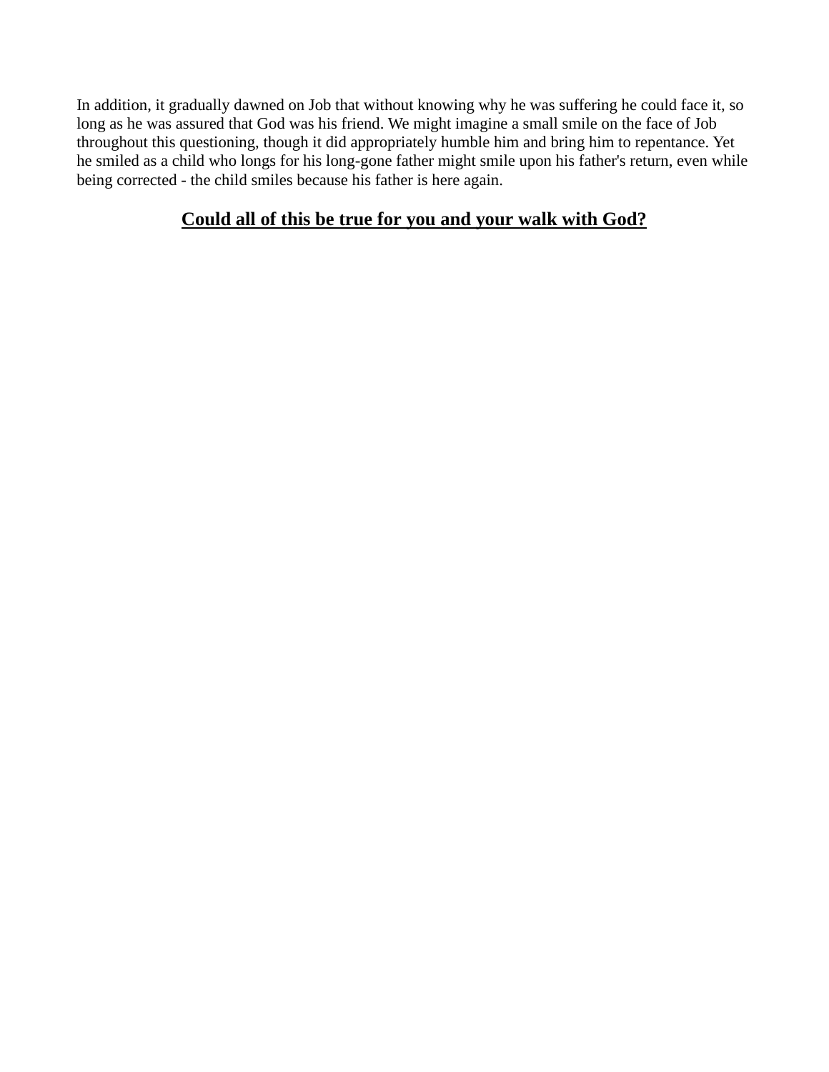In addition, it gradually dawned on Job that without knowing why he was suffering he could face it, so long as he was assured that God was his friend. We might imagine a small smile on the face of Job throughout this questioning, though it did appropriately humble him and bring him to repentance. Yet he smiled as a child who longs for his long-gone father might smile upon his father's return, even while being corrected - the child smiles because his father is here again.

<u>**Could all of this be true for you and your walk with God?**</u>